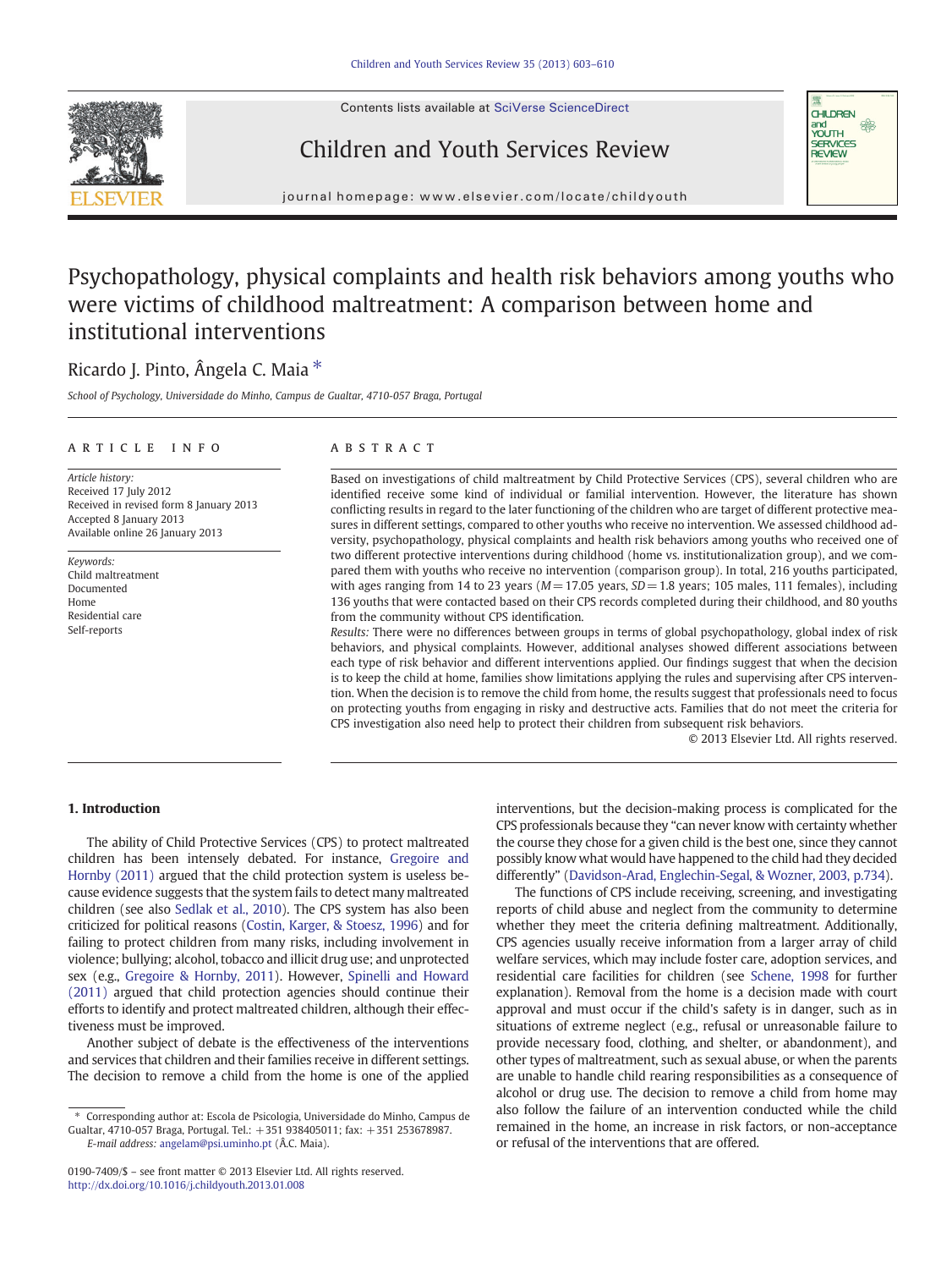# Psychopathology, physical complaints and health risk behaviors among youths who were victims of childhood maltreatment: A comparison between home and institutional interventions

Ricardo J. Pinto, Ângela C. Maia *

*School of Psychology, Universidade do Minho, Campus de Gualtar, 4710-057 Braga, Portugal*

## ARTICLE INFO

*Article history:*
Received 17 July 2012
Received in revised form 8 January 2013
Accepted 8 January 2013
Available online 26 January 2013

*Keywords:*
Child maltreatment
Documented
Home
Residential care
Self-reports

## ABSTRACT

Based on investigations of child maltreatment by Child Protective Services (CPS), several children who are identified receive some kind of individual or familial intervention. However, the literature has shown conflicting results in regard to the later functioning of the children who are target of different protective measures in different settings, compared to other youths who receive no intervention. We assessed childhood adversity, psychopathology, physical complaints and health risk behaviors among youths who received one of two different protective interventions during childhood (home vs. institutionalization group), and we compared them with youths who received no intervention (comparison group). In total, 216 youths participated, with ages ranging from 14 to 23 years ($M = 17.05$ years, $SD = 1.8$ years; 105 males, 111 females), including 136 youths that were contacted based on their CPS records completed during their childhood, and 80 youths from the community without CPS identification.

*Results:* There were no differences between groups in terms of global psychopathology, global index of risk behaviors, and physical complaints. However, additional analyses showed different associations between each type of risk behavior and different interventions applied. Our findings suggest that when the decision is to keep the child at home, families show limitations applying the rules and supervising after CPS intervention. When the decision is to remove the child from the home, the results suggest that professionals need to focus on protecting youths from engaging in risky and destructive acts. Families that do not meet the criteria for CPS investigation also need help to protect their children from subsequent risk behaviors.

© 2013 Elsevier Ltd. All rights reserved.

## 1. Introduction

The ability of Child Protective Services (CPS) to protect maltreated children has been intensely debated. For instance, Gregoire and Hornby (2011) argued that the child protection system is useless because evidence suggests that the system fails to detect many maltreated children (see also Sedlak et al., 2010). The CPS system has also been criticized for political reasons (Costin, Karger, & Stoesz, 1996) and for failing to protect children from many risks, including involvement in violence; bullying; alcohol, tobacco and illicit drug use; and unprotected sex (e.g., Gregoire & Hornby, 2011). However, Spinelli and Howard (2011) argued that child protection agencies should continue their efforts to identify and protect maltreated children, although their effectiveness must be improved.

Another subject of debate is the effectiveness of the interventions and services that children and their families receive in different settings. The decision to remove a child from the home is one of the applied interventions, but the decision-making process is complicated for the CPS professionals because they "can never know with certainty whether the course they chose for a given child is the best one, since they cannot possibly know what would have happened to the child had they decided differently" (Davidson-Arad, Englechin-Segal, & Wozner, 2003, p.734).

The functions of CPS include receiving, screening, and investigating reports of child abuse and neglect from the community to determine whether they meet the criteria defining maltreatment. Additionally, CPS agencies usually receive information from a larger array of child welfare services, which may include foster care, adoption services, and residential care facilities for children (see Schene, 1998 for further explanation). Removal from the home is a decision made with court approval and must occur if the child's safety is in danger, such as in situations of extreme neglect (e.g., refusal or unreasonable failure to provide necessary food, clothing, and shelter, or abandonment), and other types of maltreatment, such as sexual abuse, or when the parents are unable to handle child rearing responsibilities as a consequence of alcohol or drug use. The decision to remove a child from home may also follow the failure of an intervention conducted while the child remained in the home, an increase in risk factors, or non-acceptance or refusal of the interventions that are offered.

---

* Corresponding author at: Escola de Psicologia, Universidade do Minho, Campus de Gualtar, 4710-057 Braga, Portugal. Tel.: +351 938405011; fax: +351 253678987.
*E-mail address:* angelam@psi.uminho.pt (Â.C. Maia).

0190-7409/$ – see front matter © 2013 Elsevier Ltd. All rights reserved.
http://dx.doi.org/10.1016/j.childyouth.2013.01.008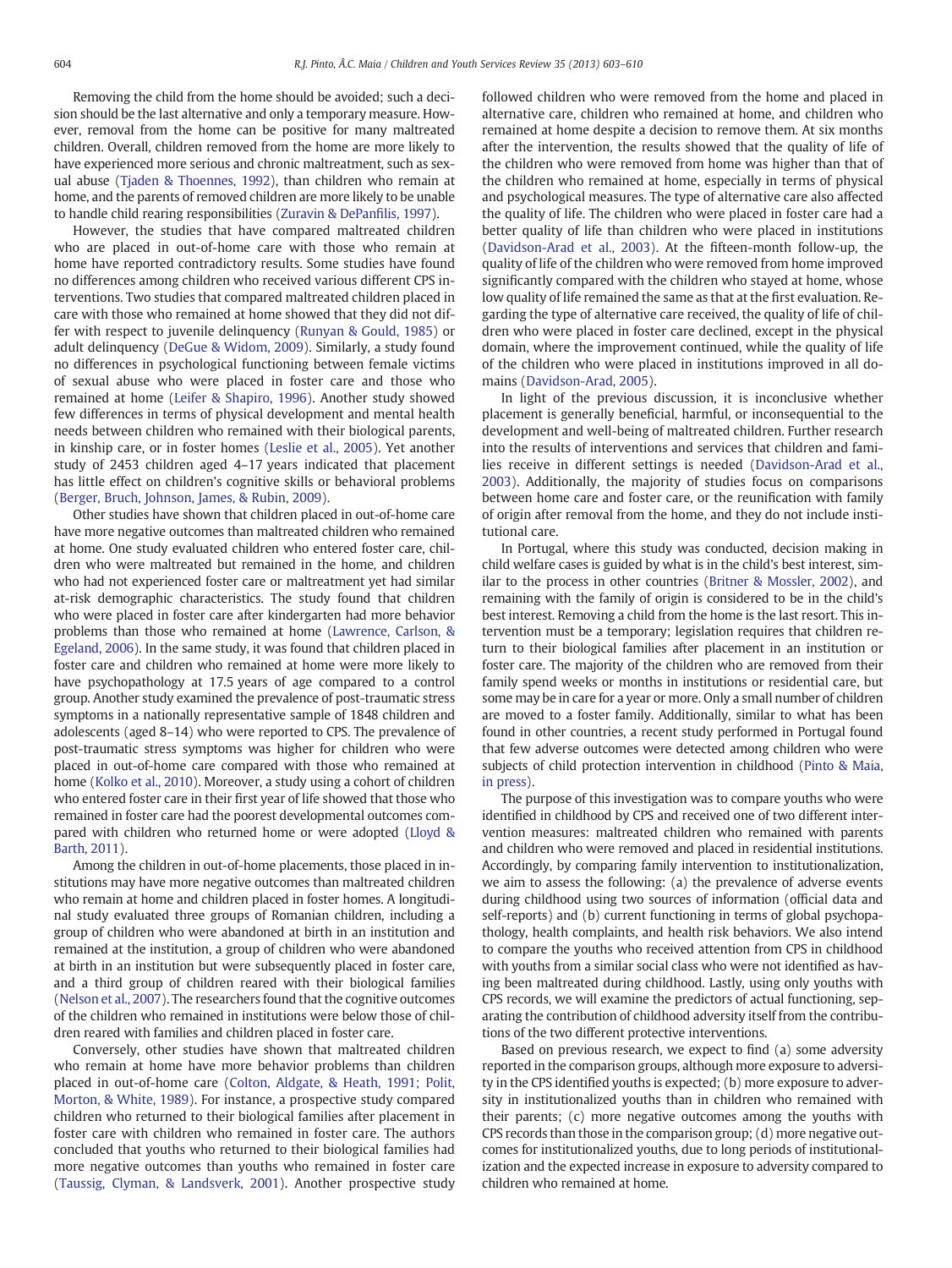Removing the child from the home should be avoided; such a decision should be the last alternative and only a temporary measure. However, removal from the home can be positive for many maltreated children. Overall, children removed from the home are more likely to have experienced more serious and chronic maltreatment, such as sexual abuse (Tjaden & Thoennes, 1992), than children who remain at home, and the parents of removed children are more likely to be unable to handle child rearing responsibilities (Zuravin & DePanfilis, 1997).

However, the studies that have compared maltreated children who are placed in out-of-home care with those who remain at home have reported contradictory results. Some studies have found no differences among children who received various different CPS interventions. Two studies that compared maltreated children placed in care with those who remained at home showed that they did not differ with respect to juvenile delinquency (Runyan & Gould, 1985) or adult delinquency (DeGue & Widom, 2009). Similarly, a study found no differences in psychological functioning between female victims of sexual abuse who were placed in foster care and those who remained at home (Leifer & Shapiro, 1996). Another study showed few differences in terms of physical development and mental health needs between children who remained with their biological parents, in kinship care, or in foster homes (Leslie et al., 2005). Yet another study of 2453 children aged 4–17 years indicated that placement has little effect on children's cognitive skills or behavioral problems (Berger, Bruch, Johnson, James, & Rubin, 2009).

Other studies have shown that children placed in out-of-home care have more negative outcomes than maltreated children who remained at home. One study evaluated children who entered foster care, children who were maltreated but remained in the home, and children who had not experienced foster care or maltreatment yet had similar at-risk demographic characteristics. The study found that children who were placed in foster care after kindergarten had more behavior problems than those who remained at home (Lawrence, Carlson, & Egeland, 2006). In the same study, it was found that children placed in foster care and children who remained at home were more likely to have psychopathology at 17.5 years of age compared to a control group. Another study examined the prevalence of post-traumatic stress symptoms in a nationally representative sample of 1848 children and adolescents (aged 8–14) who were reported to CPS. The prevalence of post-traumatic stress symptoms was higher for children who were placed in out-of-home care compared with those who remained at home (Kolko et al., 2010). Moreover, a study using a cohort of children who entered foster care in their first year of life showed that those who remained in foster care had the poorest developmental outcomes compared with children who returned home or were adopted (Lloyd & Barth, 2011).

Among the children in out-of-home placements, those placed in institutions may have more negative outcomes than maltreated children who remain at home and children placed in foster homes. A longitudinal study evaluated three groups of Romanian children, including a group of children who were abandoned at birth in an institution and remained at the institution, a group of children who were abandoned at birth in an institution but were subsequently placed in foster care, and a third group of children reared with their biological families (Nelson et al., 2007). The researchers found that the cognitive outcomes of the children who remained in institutions were below those of children reared with families and children placed in foster care.

Conversely, other studies have shown that maltreated children who remain at home have more behavior problems than children placed in out-of-home care (Colton, Aldgate, & Heath, 1991; Polit, Morton, & White, 1989). For instance, a prospective study compared children who returned to their biological families after placement in foster care with children who remained in foster care. The authors concluded that youths who returned to their biological families had more negative outcomes than youths who remained in foster care (Taussig, Clyman, & Landsverk, 2001). Another prospective study followed children who were removed from the home and placed in alternative care, children who remained at home, and children who remained at home despite a decision to remove them. At six months after the intervention, the results showed that the quality of life of the children who were removed from home was higher than that of the children who remained at home, especially in terms of physical and psychological measures. The type of alternative care also affected the quality of life. The children who were placed in foster care had a better quality of life than children who were placed in institutions (Davidson-Arad et al., 2003). At the fifteen-month follow-up, the quality of life of the children who were removed from home improved significantly compared with the children who stayed at home, whose low quality of life remained the same as that at the first evaluation. Regarding the type of alternative care received, the quality of life of children who were placed in foster care declined, except in the physical domain, where the improvement continued, while the quality of life of the children who were placed in institutions improved in all domains (Davidson-Arad, 2005).

In light of the previous discussion, it is inconclusive whether placement is generally beneficial, harmful, or inconsequential to the development and well-being of maltreated children. Further research into the results of interventions and services that children and families receive in different settings is needed (Davidson-Arad et al., 2003). Additionally, the majority of studies focus on comparisons between home care and foster care, or the reunification with family of origin after removal from the home, and they do not include institutional care.

In Portugal, where this study was conducted, decision making in child welfare cases is guided by what is in the child's best interest, similar to the process in other countries (Britner & Mossler, 2002), and remaining with the family of origin is considered to be in the child's best interest. Removing a child from the home is the last resort. This intervention must be a temporary; legislation requires that children return to their biological families after placement in an institution or foster care. The majority of the children who are removed from their family spend weeks or months in institutions or residential care, but some may be in care for a year or more. Only a small number of children are moved to a foster family. Additionally, similar to what has been found in other countries, a recent study performed in Portugal found that few adverse outcomes were detected among children who were subjects of child protection intervention in childhood (Pinto & Maia, in press).

The purpose of this investigation was to compare youths who were identified in childhood by CPS and received one of two different intervention measures: maltreated children who remained with parents and children who were removed and placed in residential institutions. Accordingly, by comparing family intervention to institutionalization, we aim to assess the following: (a) the prevalence of adverse events during childhood using two sources of information (official data and self-reports) and (b) current functioning in terms of global psychopathology, health complaints, and health risk behaviors. We also intend to compare the youths who received attention from CPS in childhood with youths from a similar social class who were not identified as having been maltreated during childhood. Lastly, using only youths with CPS records, we will examine the predictors of actual functioning, separating the contribution of childhood adversity itself from the contributions of the two different protective interventions.

Based on previous research, we expect to find (a) some adversity reported in the comparison groups, although more exposure to adversity in the CPS identified youths is expected; (b) more exposure to adversity in institutionalized youths than in children who remained with their parents; (c) more negative outcomes among the youths with CPS records than those in the comparison group; (d) more negative outcomes for institutionalized youths, due to long periods of institutionalization and the expected increase in exposure to adversity compared to children who remained at home.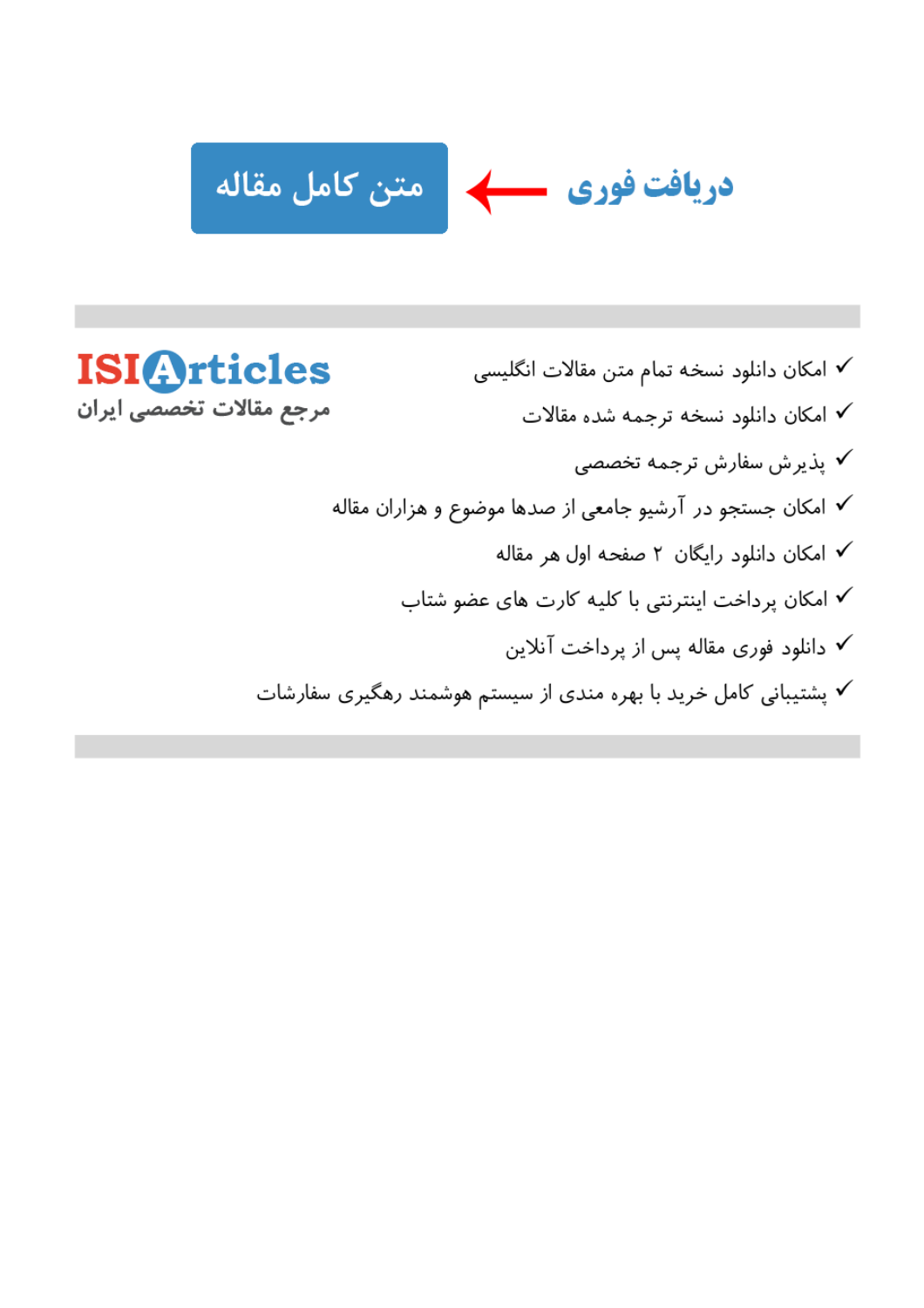دریافت فوری ← متن کامل مقاله

**ISIArticles**
مرجع مقالات تخصصی ایران

- ✓ امکان دانلود نسخه تمام متن مقالات انگلیسی
- ✓ امکان دانلود نسخه ترجمه شده مقالات
- ✓ پذیرش سفارش ترجمه تخصصی
- ✓ امکان جستجو در آرشیو جامعی از صدها موضوع و هزاران مقاله
- ✓ امکان دانلود رایگان ۲ صفحه اول هر مقاله
- ✓ امکان پرداخت اینترنتی با کلیه کارت های عضو شتاب
- ✓ دانلود فوری مقاله پس از پرداخت آنلاین
- ✓ پشتیبانی کامل خرید با بهره مندی از سیستم هوشمند رهگیری سفارشات